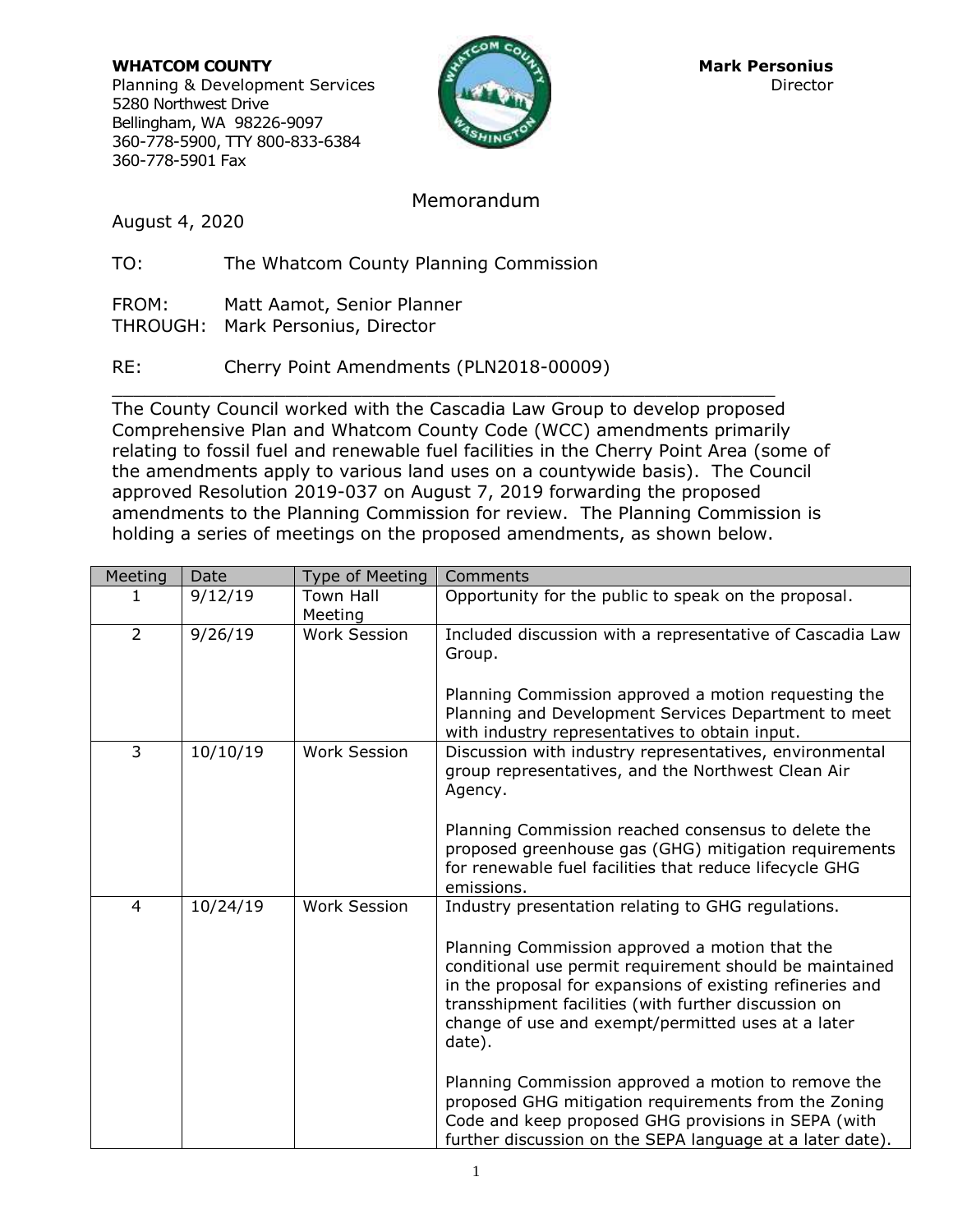**WHATCOM COUNTY**
Planning & Development Services
5280 Northwest Drive
Bellingham, WA 98226-9097
360-778-5900, TTY 800-833-6384
360-778-5901 Fax

**Mark Personius**
Director

# Memorandum

August 4, 2020

TO: The Whatcom County Planning Commission

FROM: Matt Aamot, Senior Planner
THROUGH: Mark Personius, Director

RE: Cherry Point Amendments (PLN2018-00009)

---

The County Council worked with the Cascadia Law Group to develop proposed Comprehensive Plan and Whatcom County Code (WCC) amendments primarily relating to fossil fuel and renewable fuel facilities in the Cherry Point Area (some of the amendments apply to various land uses on a countywide basis). The Council approved Resolution 2019-037 on August 7, 2019 forwarding the proposed amendments to the Planning Commission for review. The Planning Commission is holding a series of meetings on the proposed amendments, as shown below.

| Meeting | Date | Type of Meeting | Comments |
|---|---|---|---|
| 1 | 9/12/19 | Town Hall Meeting | Opportunity for the public to speak on the proposal. |
| 2 | 9/26/19 | Work Session | Included discussion with a representative of Cascadia Law Group.<br><br>Planning Commission approved a motion requesting the Planning and Development Services Department to meet with industry representatives to obtain input. |
| 3 | 10/10/19 | Work Session | Discussion with industry representatives, environmental group representatives, and the Northwest Clean Air Agency.<br><br>Planning Commission reached consensus to delete the proposed greenhouse gas (GHG) mitigation requirements for renewable fuel facilities that reduce lifecycle GHG emissions. |
| 4 | 10/24/19 | Work Session | Industry presentation relating to GHG regulations.<br><br>Planning Commission approved a motion that the conditional use permit requirement should be maintained in the proposal for expansions of existing refineries and transshipment facilities (with further discussion on change of use and exempt/permitted uses at a later date).<br><br>Planning Commission approved a motion to remove the proposed GHG mitigation requirements from the Zoning Code and keep proposed GHG provisions in SEPA (with further discussion on the SEPA language at a later date). |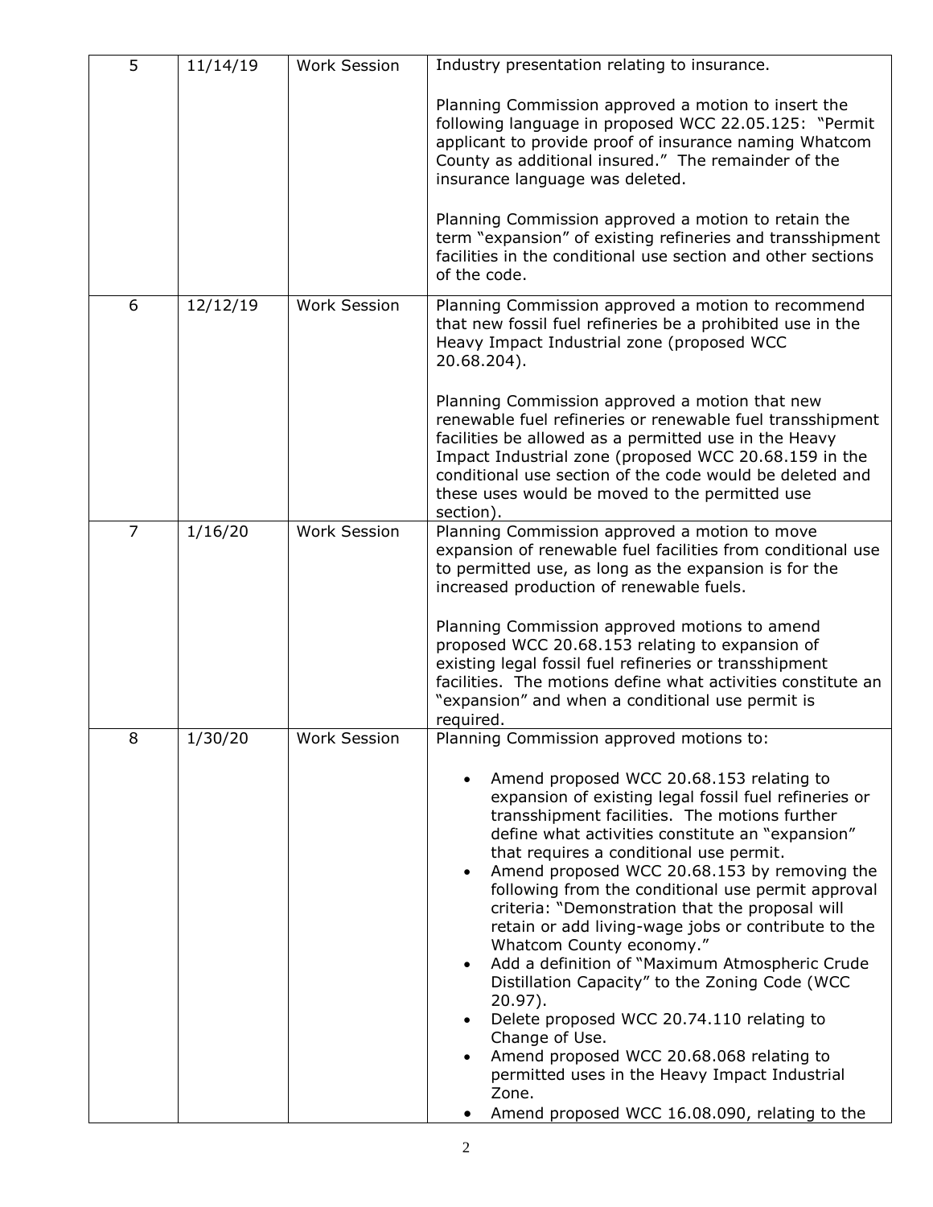| | | | |
|---|---|---|---|
| 5 | 11/14/19 | Work Session | Industry presentation relating to insurance.<br><br>Planning Commission approved a motion to insert the following language in proposed WCC 22.05.125: "Permit applicant to provide proof of insurance naming Whatcom County as additional insured." The remainder of the insurance language was deleted.<br><br>Planning Commission approved a motion to retain the term "expansion" of existing refineries and transshipment facilities in the conditional use section and other sections of the code. |
| 6 | 12/12/19 | Work Session | Planning Commission approved a motion to recommend that new fossil fuel refineries be a prohibited use in the Heavy Impact Industrial zone (proposed WCC 20.68.204).<br><br>Planning Commission approved a motion that new renewable fuel refineries or renewable fuel transshipment facilities be allowed as a permitted use in the Heavy Impact Industrial zone (proposed WCC 20.68.159 in the conditional use section of the code would be deleted and these uses would be moved to the permitted use section). |
| 7 | 1/16/20 | Work Session | Planning Commission approved a motion to move expansion of renewable fuel facilities from conditional use to permitted use, as long as the expansion is for the increased production of renewable fuels.<br><br>Planning Commission approved motions to amend proposed WCC 20.68.153 relating to expansion of existing legal fossil fuel refineries or transshipment facilities. The motions define what activities constitute an "expansion" and when a conditional use permit is required. |
| 8 | 1/30/20 | Work Session | Planning Commission approved motions to:<br><br>• Amend proposed WCC 20.68.153 relating to expansion of existing legal fossil fuel refineries or transshipment facilities. The motions further define what activities constitute an "expansion" that requires a conditional use permit.<br>• Amend proposed WCC 20.68.153 by removing the following from the conditional use permit approval criteria: "Demonstration that the proposal will retain or add living-wage jobs or contribute to the Whatcom County economy."<br>• Add a definition of "Maximum Atmospheric Crude Distillation Capacity" to the Zoning Code (WCC 20.97).<br>• Delete proposed WCC 20.74.110 relating to Change of Use.<br>• Amend proposed WCC 20.68.068 relating to permitted uses in the Heavy Impact Industrial Zone.<br>• Amend proposed WCC 16.08.090, relating to the |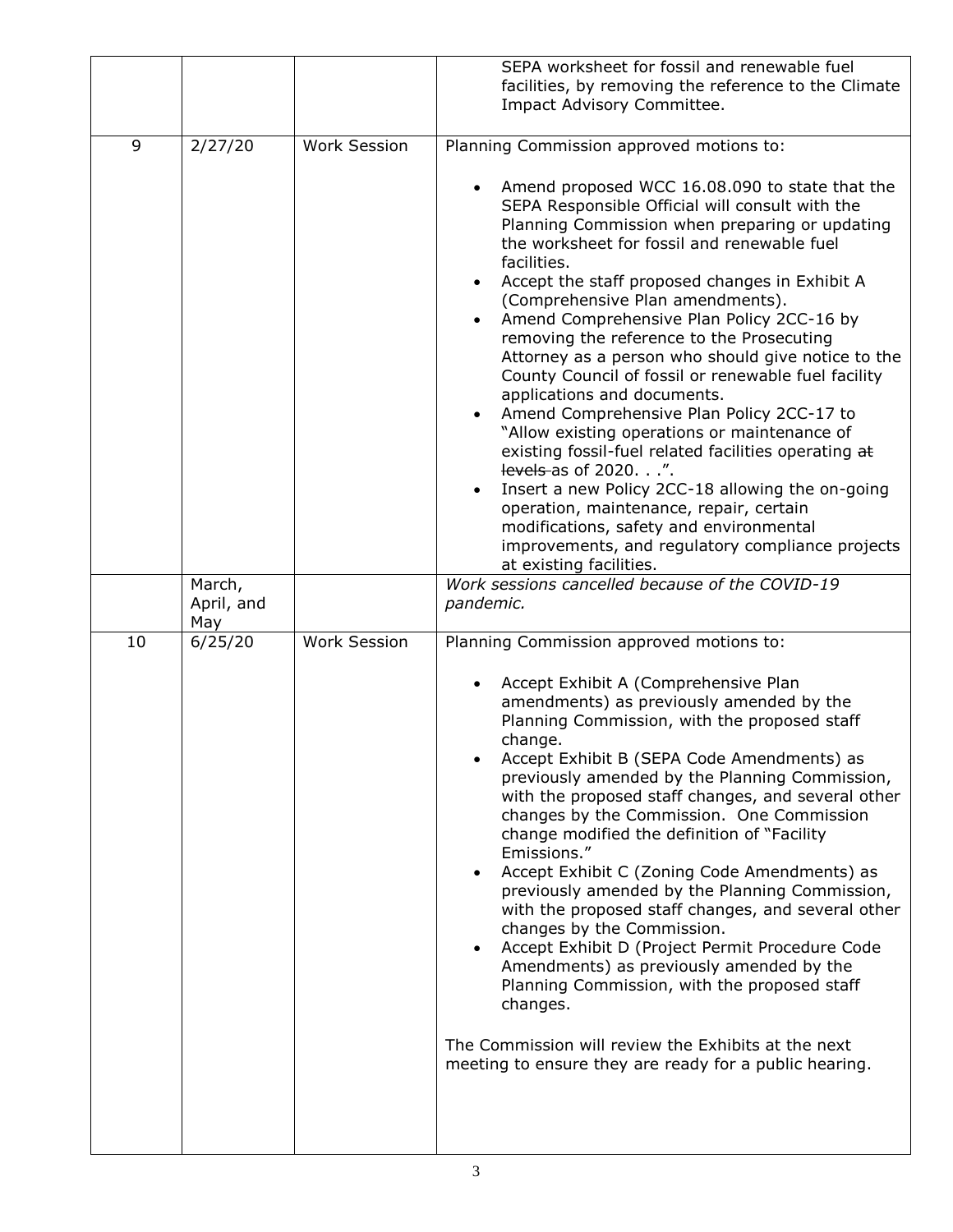| | | | |
|---|---|---|---|
| | | | SEPA worksheet for fossil and renewable fuel facilities, by removing the reference to the Climate Impact Advisory Committee. |
| 9 | 2/27/20 | Work Session | Planning Commission approved motions to:<br><br>• Amend proposed WCC 16.08.090 to state that the SEPA Responsible Official will consult with the Planning Commission when preparing or updating the worksheet for fossil and renewable fuel facilities.<br>• Accept the staff proposed changes in Exhibit A (Comprehensive Plan amendments).<br>• Amend Comprehensive Plan Policy 2CC-16 by removing the reference to the Prosecuting Attorney as a person who should give notice to the County Council of fossil or renewable fuel facility applications and documents.<br>• Amend Comprehensive Plan Policy 2CC-17 to "Allow existing operations or maintenance of existing fossil-fuel related facilities operating ~~at levels~~ as of 2020. . .".<br>• Insert a new Policy 2CC-18 allowing the on-going operation, maintenance, repair, certain modifications, safety and environmental improvements, and regulatory compliance projects at existing facilities. |
| | March, April, and May | | *Work sessions cancelled because of the COVID-19 pandemic.* |
| 10 | 6/25/20 | Work Session | Planning Commission approved motions to:<br><br>• Accept Exhibit A (Comprehensive Plan amendments) as previously amended by the Planning Commission, with the proposed staff change.<br>• Accept Exhibit B (SEPA Code Amendments) as previously amended by the Planning Commission, with the proposed staff changes, and several other changes by the Commission. One Commission change modified the definition of "Facility Emissions."<br>• Accept Exhibit C (Zoning Code Amendments) as previously amended by the Planning Commission, with the proposed staff changes, and several other changes by the Commission.<br>• Accept Exhibit D (Project Permit Procedure Code Amendments) as previously amended by the Planning Commission, with the proposed staff changes.<br><br>The Commission will review the Exhibits at the next meeting to ensure they are ready for a public hearing. |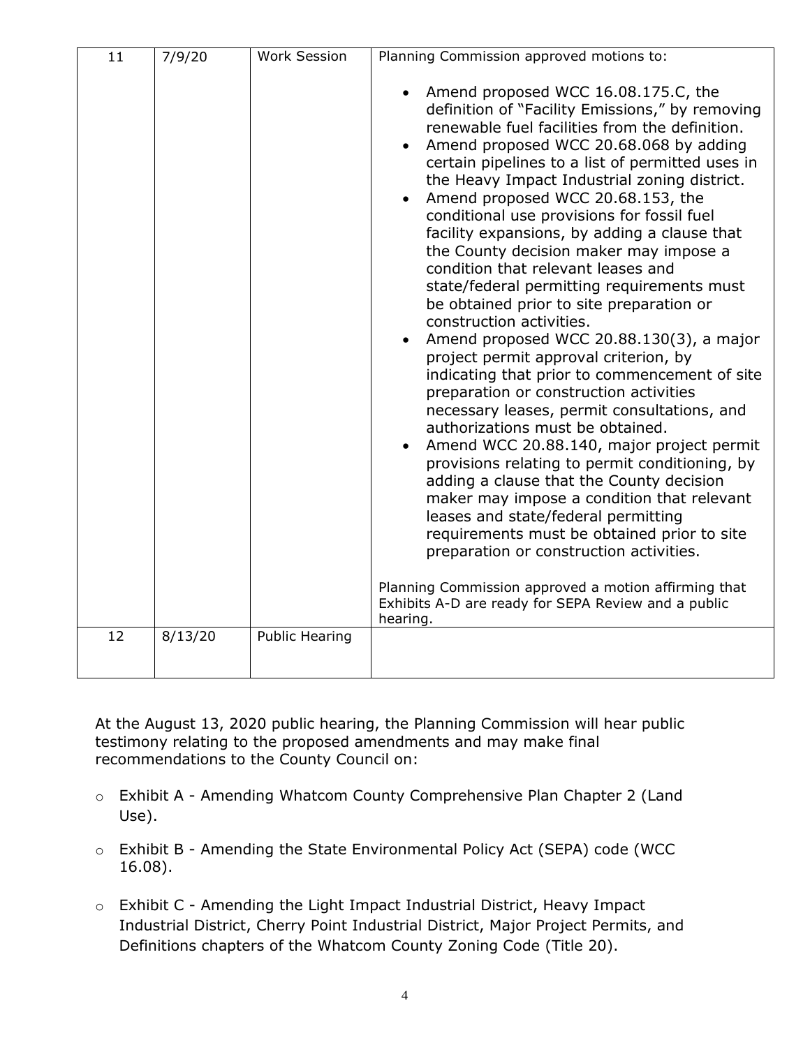| | | | |
|---|---|---|---|
| 11 | 7/9/20 | Work Session | Planning Commission approved motions to:<br><br>• Amend proposed WCC 16.08.175.C, the definition of "Facility Emissions," by removing renewable fuel facilities from the definition.<br>• Amend proposed WCC 20.68.068 by adding certain pipelines to a list of permitted uses in the Heavy Impact Industrial zoning district.<br>• Amend proposed WCC 20.68.153, the conditional use provisions for fossil fuel facility expansions, by adding a clause that the County decision maker may impose a condition that relevant leases and state/federal permitting requirements must be obtained prior to site preparation or construction activities.<br>• Amend proposed WCC 20.88.130(3), a major project permit approval criterion, by indicating that prior to commencement of site preparation or construction activities necessary leases, permit consultations, and authorizations must be obtained.<br>• Amend WCC 20.88.140, major project permit provisions relating to permit conditioning, by adding a clause that the County decision maker may impose a condition that relevant leases and state/federal permitting requirements must be obtained prior to site preparation or construction activities.<br><br>Planning Commission approved a motion affirming that Exhibits A-D are ready for SEPA Review and a public hearing. |
| 12 | 8/13/20 | Public Hearing | |

At the August 13, 2020 public hearing, the Planning Commission will hear public testimony relating to the proposed amendments and may make final recommendations to the County Council on:

- Exhibit A - Amending Whatcom County Comprehensive Plan Chapter 2 (Land Use).
- Exhibit B - Amending the State Environmental Policy Act (SEPA) code (WCC 16.08).
- Exhibit C - Amending the Light Impact Industrial District, Heavy Impact Industrial District, Cherry Point Industrial District, Major Project Permits, and Definitions chapters of the Whatcom County Zoning Code (Title 20).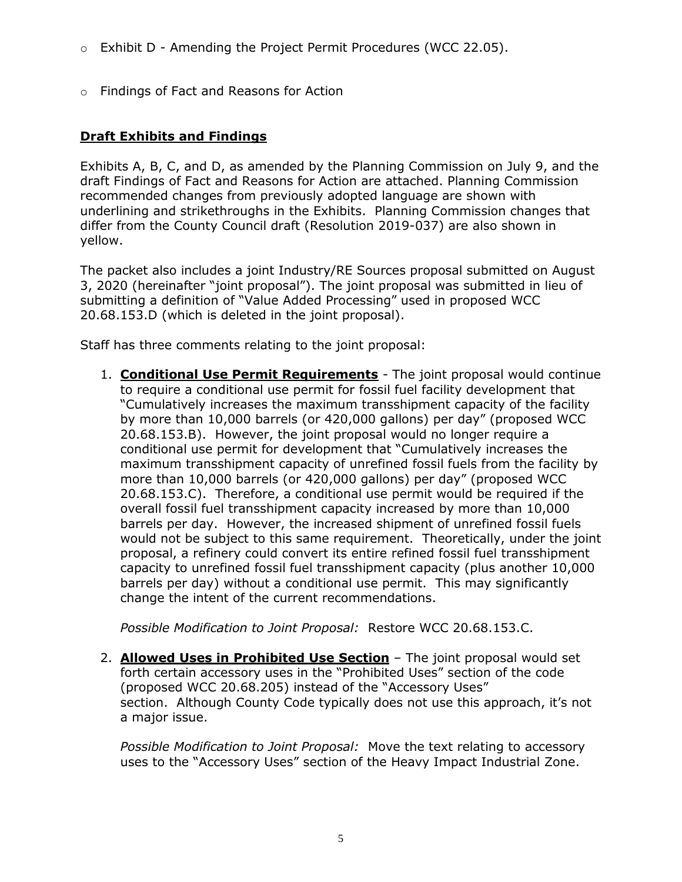- Exhibit D - Amending the Project Permit Procedures (WCC 22.05).

- Findings of Fact and Reasons for Action

## Draft Exhibits and Findings

Exhibits A, B, C, and D, as amended by the Planning Commission on July 9, and the draft Findings of Fact and Reasons for Action are attached. Planning Commission recommended changes from previously adopted language are shown with underlining and strikethroughs in the Exhibits. Planning Commission changes that differ from the County Council draft (Resolution 2019-037) are also shown in yellow.

The packet also includes a joint Industry/RE Sources proposal submitted on August 3, 2020 (hereinafter "joint proposal"). The joint proposal was submitted in lieu of submitting a definition of "Value Added Processing" used in proposed WCC 20.68.153.D (which is deleted in the joint proposal).

Staff has three comments relating to the joint proposal:

1. **Conditional Use Permit Requirements** - The joint proposal would continue to require a conditional use permit for fossil fuel facility development that "Cumulatively increases the maximum transshipment capacity of the facility by more than 10,000 barrels (or 420,000 gallons) per day" (proposed WCC 20.68.153.B). However, the joint proposal would no longer require a conditional use permit for development that "Cumulatively increases the maximum transshipment capacity of unrefined fossil fuels from the facility by more than 10,000 barrels (or 420,000 gallons) per day" (proposed WCC 20.68.153.C). Therefore, a conditional use permit would be required if the overall fossil fuel transshipment capacity increased by more than 10,000 barrels per day. However, the increased shipment of unrefined fossil fuels would not be subject to this same requirement. Theoretically, under the joint proposal, a refinery could convert its entire refined fossil fuel transshipment capacity to unrefined fossil fuel transshipment capacity (plus another 10,000 barrels per day) without a conditional use permit. This may significantly change the intent of the current recommendations.

   *Possible Modification to Joint Proposal:* Restore WCC 20.68.153.C.

2. **Allowed Uses in Prohibited Use Section** – The joint proposal would set forth certain accessory uses in the "Prohibited Uses" section of the code (proposed WCC 20.68.205) instead of the "Accessory Uses" section. Although County Code typically does not use this approach, it's not a major issue.

   *Possible Modification to Joint Proposal:* Move the text relating to accessory uses to the "Accessory Uses" section of the Heavy Impact Industrial Zone.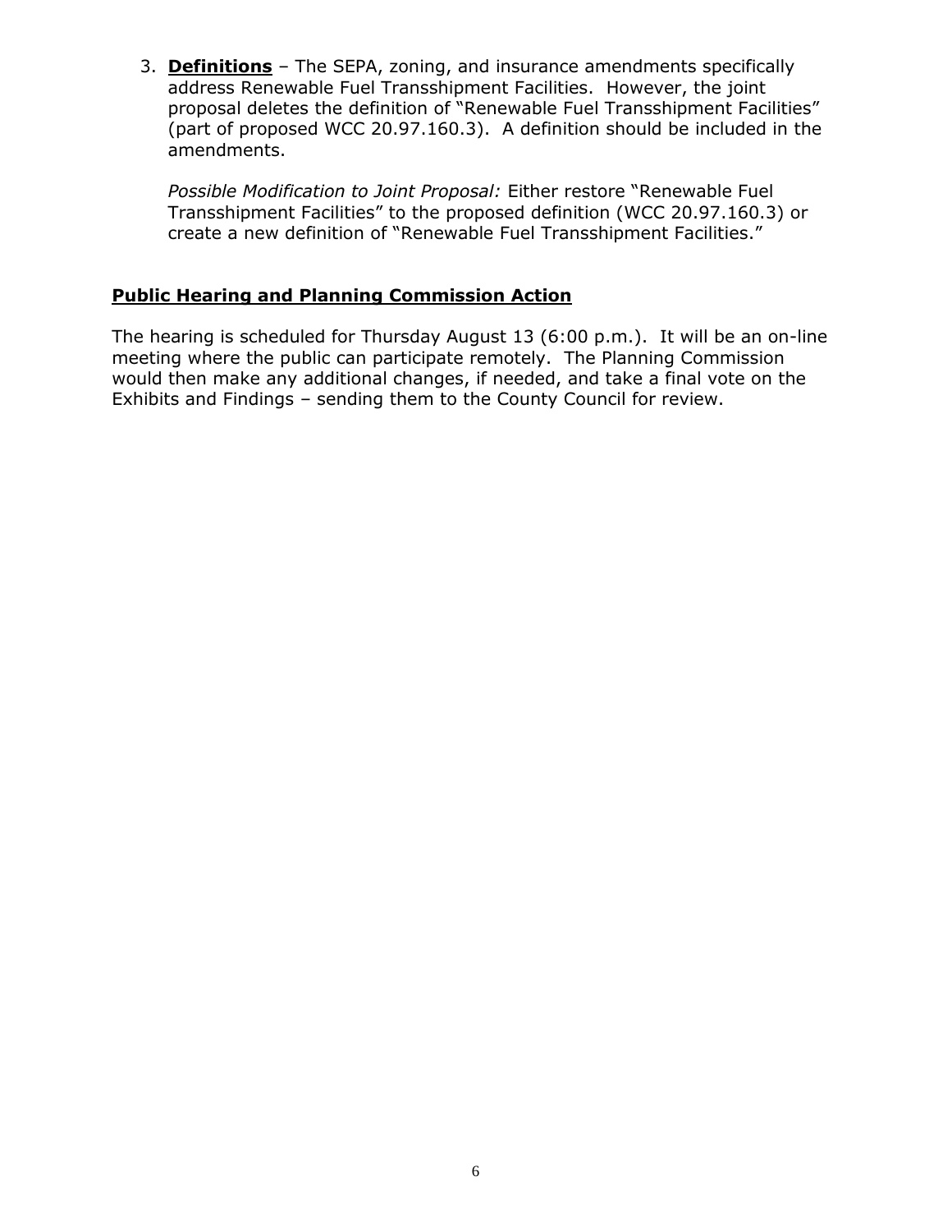3. **Definitions** – The SEPA, zoning, and insurance amendments specifically address Renewable Fuel Transshipment Facilities. However, the joint proposal deletes the definition of "Renewable Fuel Transshipment Facilities" (part of proposed WCC 20.97.160.3). A definition should be included in the amendments.

   *Possible Modification to Joint Proposal:* Either restore "Renewable Fuel Transshipment Facilities" to the proposed definition (WCC 20.97.160.3) or create a new definition of "Renewable Fuel Transshipment Facilities."

## **Public Hearing and Planning Commission Action**

The hearing is scheduled for Thursday August 13 (6:00 p.m.). It will be an on-line meeting where the public can participate remotely. The Planning Commission would then make any additional changes, if needed, and take a final vote on the Exhibits and Findings – sending them to the County Council for review.